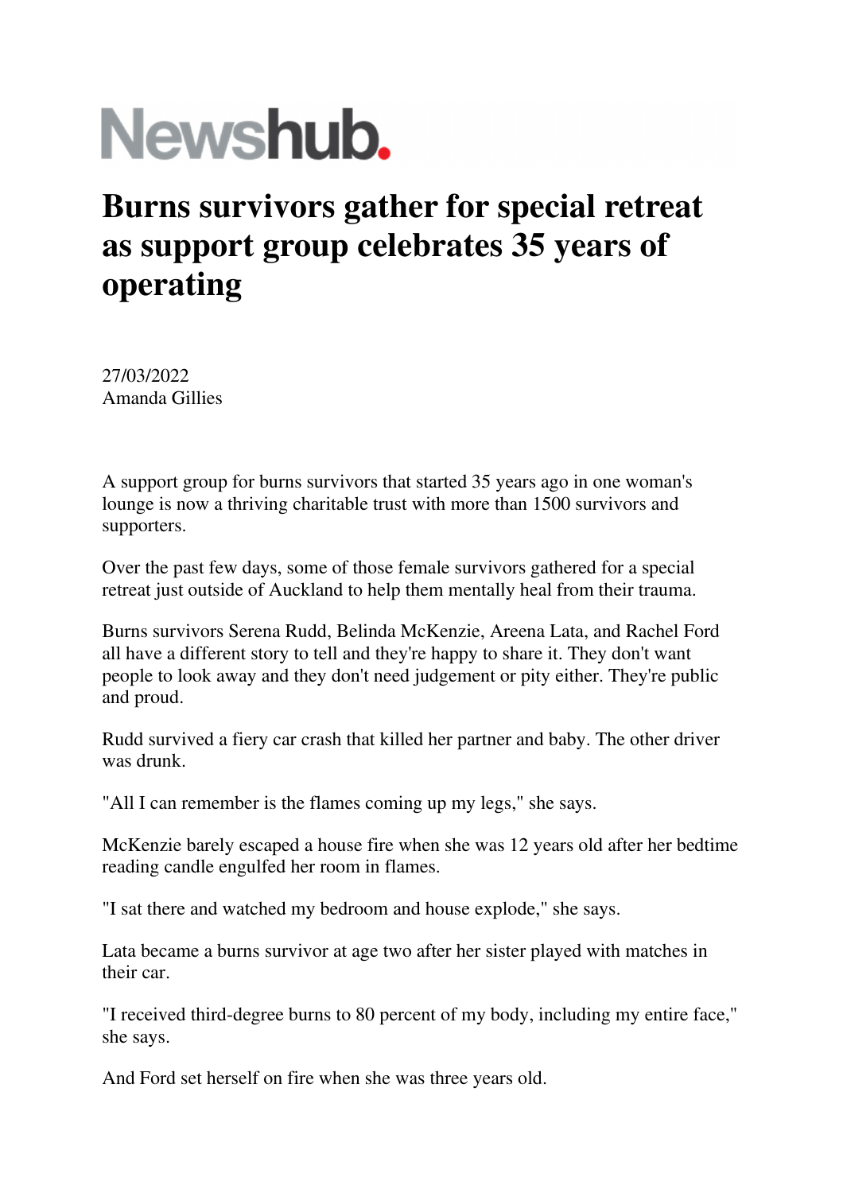Newshub.

# Burns survivors gather for special retreat as support group celebrates 35 years of operating

27/03/2022
Amanda Gillies

A support group for burns survivors that started 35 years ago in one woman's lounge is now a thriving charitable trust with more than 1500 survivors and supporters.

Over the past few days, some of those female survivors gathered for a special retreat just outside of Auckland to help them mentally heal from their trauma.

Burns survivors Serena Rudd, Belinda McKenzie, Areena Lata, and Rachel Ford all have a different story to tell and they're happy to share it. They don't want people to look away and they don't need judgement or pity either. They're public and proud.

Rudd survived a fiery car crash that killed her partner and baby. The other driver was drunk.

"All I can remember is the flames coming up my legs," she says.

McKenzie barely escaped a house fire when she was 12 years old after her bedtime reading candle engulfed her room in flames.

"I sat there and watched my bedroom and house explode," she says.

Lata became a burns survivor at age two after her sister played with matches in their car.

"I received third-degree burns to 80 percent of my body, including my entire face," she says.

And Ford set herself on fire when she was three years old.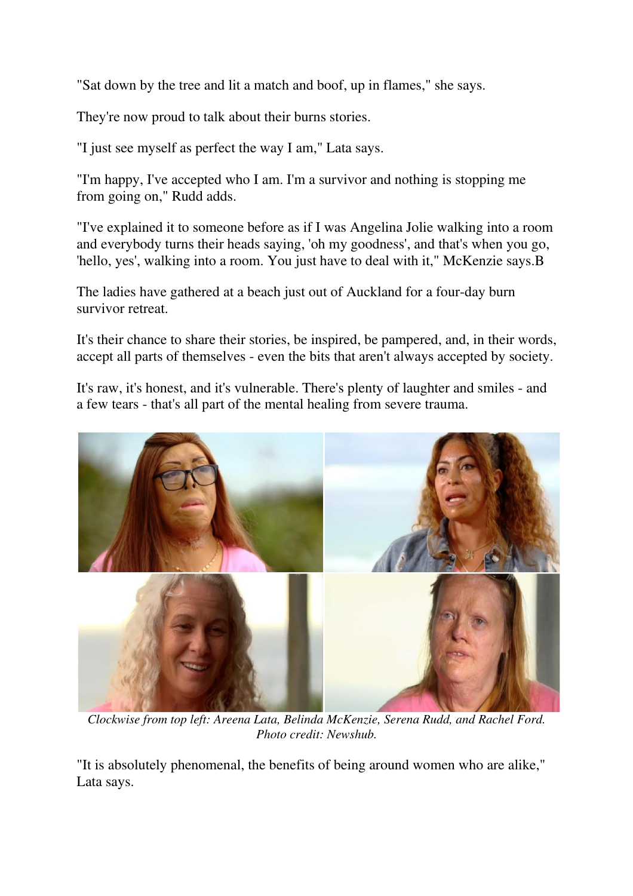"Sat down by the tree and lit a match and boof, up in flames," she says.

They're now proud to talk about their burns stories.

"I just see myself as perfect the way I am," Lata says.

"I'm happy, I've accepted who I am. I'm a survivor and nothing is stopping me from going on," Rudd adds.

"I've explained it to someone before as if I was Angelina Jolie walking into a room and everybody turns their heads saying, 'oh my goodness', and that's when you go, 'hello, yes', walking into a room. You just have to deal with it," McKenzie says.B

The ladies have gathered at a beach just out of Auckland for a four-day burn survivor retreat.

It's their chance to share their stories, be inspired, be pampered, and, in their words, accept all parts of themselves - even the bits that aren't always accepted by society.

It's raw, it's honest, and it's vulnerable. There's plenty of laughter and smiles - and a few tears - that's all part of the mental healing from severe trauma.

*Clockwise from top left: Areena Lata, Belinda McKenzie, Serena Rudd, and Rachel Ford. Photo credit: Newshub.*

"It is absolutely phenomenal, the benefits of being around women who are alike," Lata says.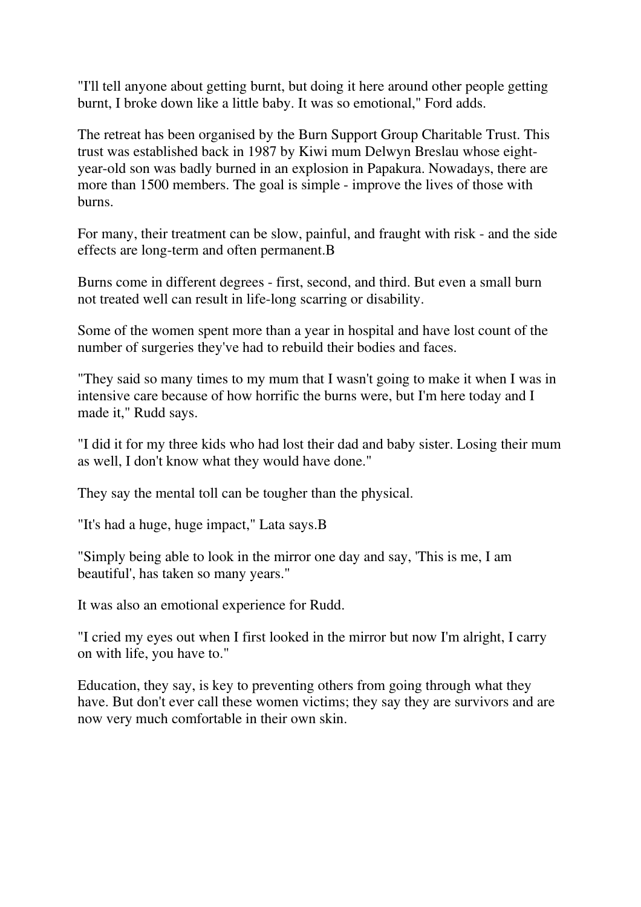"I'll tell anyone about getting burnt, but doing it here around other people getting burnt, I broke down like a little baby. It was so emotional," Ford adds.

The retreat has been organised by the Burn Support Group Charitable Trust. This trust was established back in 1987 by Kiwi mum Delwyn Breslau whose eight-year-old son was badly burned in an explosion in Papakura. Nowadays, there are more than 1500 members. The goal is simple - improve the lives of those with burns.

For many, their treatment can be slow, painful, and fraught with risk - and the side effects are long-term and often permanent.B

Burns come in different degrees - first, second, and third. But even a small burn not treated well can result in life-long scarring or disability.

Some of the women spent more than a year in hospital and have lost count of the number of surgeries they've had to rebuild their bodies and faces.

"They said so many times to my mum that I wasn't going to make it when I was in intensive care because of how horrific the burns were, but I'm here today and I made it," Rudd says.

"I did it for my three kids who had lost their dad and baby sister. Losing their mum as well, I don't know what they would have done."

They say the mental toll can be tougher than the physical.

"It's had a huge, huge impact," Lata says.B

"Simply being able to look in the mirror one day and say, 'This is me, I am beautiful', has taken so many years."

It was also an emotional experience for Rudd.

"I cried my eyes out when I first looked in the mirror but now I'm alright, I carry on with life, you have to."

Education, they say, is key to preventing others from going through what they have. But don't ever call these women victims; they say they are survivors and are now very much comfortable in their own skin.